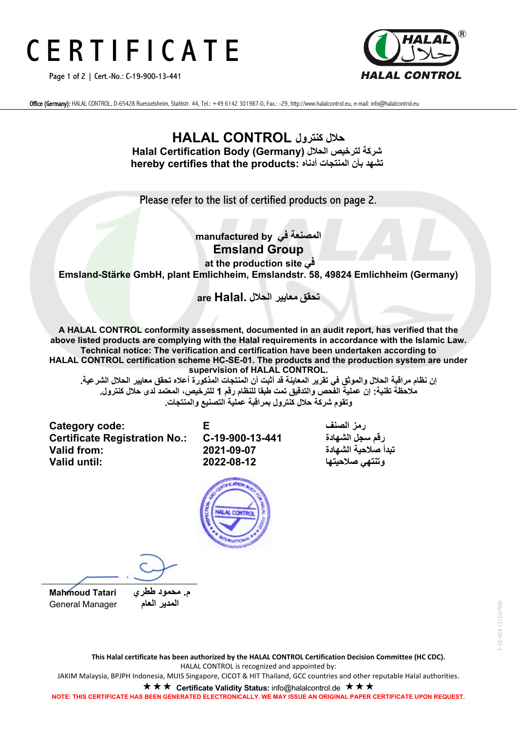# CERTIFICATE

Cert.-No.: C-19-900-13-441

Office (Germany): HALAL CONTROL, D-65428 Ruesselsheim, Stahlstr. 44, Tel.: +49 6142 301987-0, Fax.: -29, http://www.halalcontrol.eu, e-mail: info@halalcontrol.eu

## HALAL CONTROL حلال كنترول

**Halal Certification Body (Germany) شركة لترخيص الحلال**
**hereby certifies that the products: تشهد بأن المنتجات أدناه**

Please refer to the list of certified products on page 2.

**manufactured by المصنعة في**
**Emsland Group**
**at the production site في**
**Emsland-Stärke GmbH, plant Emlichheim, Emslandstr. 58, 49824 Emlichheim (Germany)**

**are Halal. تحقق معايير الحلال**

**A HALAL CONTROL conformity assessment, documented in an audit report, has verified that the above listed products are complying with the Halal requirements in accordance with the Islamic Law. Technical notice: The verification and certification have been undertaken according to HALAL CONTROL certification scheme HC-SE-01. The products and the production system are under supervision of HALAL CONTROL.**

**إن نظام مراقبة الحلال والموثق في تقرير المعاينة قد أثبت أن المنتجات المذكورة أعلاه تحقق معايير الحلال الشرعية.**
**ملاحظة تقنية: إن عملية الفحص والتدقيق تمت طبقا للنظام رقم 1 للترخيص، المعتمد لدى حلال كنترول.**
**وتقوم شركة حلال كنترول بمراقبة عملية التصنيع والمنتجات.**

| | | |
|---|---|---|
| **Category code:** | **E** | **رمز الصنف** |
| **Certificate Registration No.:** | **C-19-900-13-441** | **رقم سجل الشهادة** |
| **Valid from:** | **2021-09-07** | **تبدأ صلاحية الشهادة** |
| **Valid until:** | **2022-08-12** | **وتنتهي صلاحيتها** |

**Mahmoud Tatari** **م. محمود ططري**
General Manager **المدير العام**

**This Halal certificate has been authorized by the HALAL CONTROL Certification Decision Committee (HC CDC).**
HALAL CONTROL is recognized and appointed by:
JAKIM Malaysia, BPJPH Indonesia, MUIS Singapore, CICOT & HIT Thailand, GCC countries and other reputable Halal authorities.

★★★ **Certificate Validity Status:** info@halalcontrol.de ★★★

**NOTE: THIS CERTIFICATE HAS BEEN GENERATED ELECTRONICALLY. WE MAY ISSUE AN ORIGINAL PAPER CERTIFICATE UPON REQUEST.**

F-CE-028 11/20/R00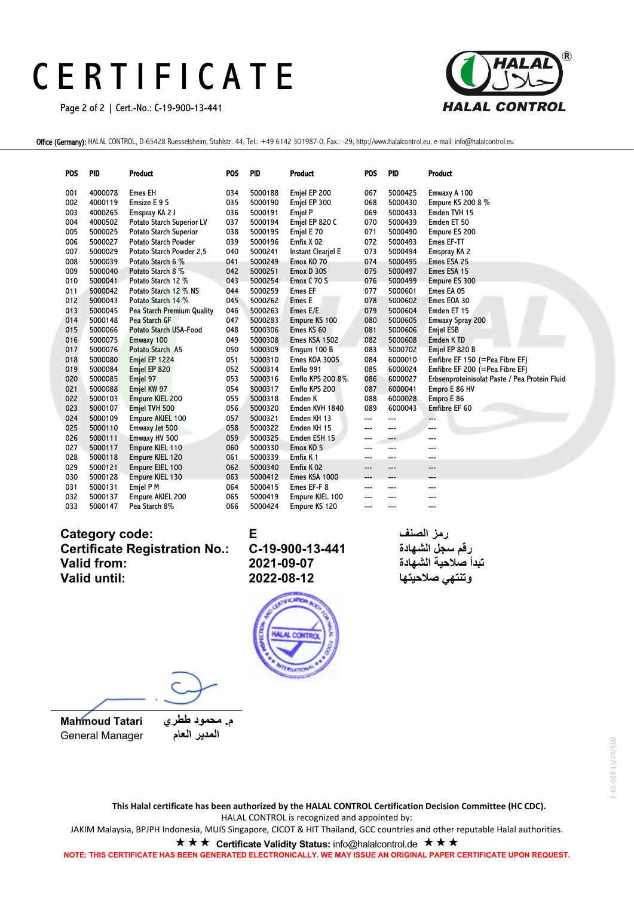# CERTIFICATE

Page 2 of 2 | Cert.-No.: C-19-900-13-441

**HALAL CONTROL**

Office (Germany): HALAL CONTROL, D-65428 Ruesselsheim, Stahlstr. 44, Tel.: +49 6142 301987-0, Fax.: -29, http://www.halalcontrol.eu, e-mail: info@halalcontrol.eu

| POS | PID | Product | POS | PID | Product | POS | PID | Product |
|---|---|---|---|---|---|---|---|---|
| 001 | 4000078 | Emes EH | 034 | 5000188 | Emjel EP 200 | 067 | 5000425 | Emwaxy A 100 |
| 002 | 4000119 | Emsize E 9 S | 035 | 5000190 | Emjel EP 300 | 068 | 5000430 | Empure KS 200 8 % |
| 003 | 4000265 | Emspray KA 2 J | 036 | 5000191 | Emjel P | 069 | 5000433 | Emden TVH 15 |
| 004 | 4000502 | Potato Starch Superior LV | 037 | 5000194 | Emjel EP 820 C | 070 | 5000439 | Emden ET 50 |
| 005 | 5000025 | Potato Starch Superior | 038 | 5000195 | Emjel E 70 | 071 | 5000490 | Empure ES 200 |
| 006 | 5000027 | Potato Starch Powder | 039 | 5000196 | Emfix X 02 | 072 | 5000493 | Emes EF-TT |
| 007 | 5000029 | Potato Starch Powder 2,5 | 040 | 5000241 | Instant Clearjel E | 073 | 5000494 | Emspray KA 2 |
| 008 | 5000039 | Potato Starch 6 % | 041 | 5000249 | Emox KO 70 | 074 | 5000495 | Emes ESA 25 |
| 009 | 5000040 | Potato Starch 8 % | 042 | 5000251 | Emox D 30S | 075 | 5000497 | Emes ESA 15 |
| 010 | 5000041 | Potato Starch 12 % | 043 | 5000254 | Emox C 70 S | 076 | 5000499 | Empure ES 300 |
| 011 | 5000042 | Potato Starch 12 % NS | 044 | 5000259 | Emes EF | 077 | 5000601 | Emes EA 05 |
| 012 | 5000043 | Potato Starch 14 % | 045 | 5000262 | Emes E | 078 | 5000602 | Emes EOA 30 |
| 013 | 5000045 | Pea Starch Premium Quality | 046 | 5000263 | Emes E/E | 079 | 5000604 | Emden ET 15 |
| 014 | 5000148 | Pea Starch GF | 047 | 5000283 | Empure KS 100 | 080 | 5000605 | Emwaxy Spray 200 |
| 015 | 5000066 | Potato Starch USA-Food | 048 | 5000306 | Emes KS 60 | 081 | 5000606 | Emjel ESB |
| 016 | 5000075 | Emwaxy 100 | 049 | 5000308 | Emes KSA 1502 | 082 | 5000608 | Emden K TD |
| 017 | 5000076 | Potato Starch A5 | 050 | 5000309 | Emgum 100 B | 083 | 5000702 | Emjel EP 820 B |
| 018 | 5000080 | Emjel EP 1224 | 051 | 5000310 | Emes KOA 3005 | 084 | 6000010 | Emfibre EF 150 (=Pea Fibre EF) |
| 019 | 5000084 | Emjel EP 820 | 052 | 5000314 | Emflo 991 | 085 | 6000024 | Emfibre EF 200 (=Pea Fibre EF) |
| 020 | 5000085 | Emjel 97 | 053 | 5000316 | Emflo KPS 200 8% | 086 | 6000027 | Erbsenproteinisolat Paste / Pea Protein Fluid |
| 021 | 5000088 | Emjel KW 97 | 054 | 5000317 | Emflo KPS 200 | 087 | 6000041 | Empro E 86 HV |
| 022 | 5000103 | Empure KIEL 200 | 055 | 5000318 | Emden K | 088 | 6000028 | Empro E 86 |
| 023 | 5000107 | Emjel TVH 500 | 056 | 5000320 | Emden KVH 1840 | 089 | 6000043 | Emfibre EF 60 |
| 024 | 5000109 | Empure AKIEL 100 | 057 | 5000321 | Emden KH 13 | --- | --- | --- |
| 025 | 5000110 | Emwaxy Jet 500 | 058 | 5000322 | Emden KH 15 | --- | --- | --- |
| 026 | 5000111 | Emwaxy HV 500 | 059 | 5000325 | Emden ESH 15 | --- | --- | --- |
| 027 | 5000117 | Empure KIEL 110 | 060 | 5000330 | Emox KO 5 | --- | --- | --- |
| 028 | 5000118 | Empure KIEL 120 | 061 | 5000339 | Emfix K 1 | --- | --- | --- |
| 029 | 5000121 | Empure EIEL 100 | 062 | 5000340 | Emfix K 02 | --- | --- | --- |
| 030 | 5000128 | Empure KIEL 130 | 063 | 5000412 | Emes KSA 1000 | --- | --- | --- |
| 031 | 5000131 | Emjel P M | 064 | 5000415 | Emes EF-F 8 | --- | --- | --- |
| 032 | 5000137 | Empure AKIEL 200 | 065 | 5000419 | Empure KIEL 100 | --- | --- | --- |
| 033 | 5000147 | Pea Starch 8% | 066 | 5000424 | Empure KS 120 | --- | --- | --- |

| | | |
|---|---|---|
| **Category code:** | **E** | **رمز الصنف** |
| **Certificate Registration No.:** | **C-19-900-13-441** | **رقم سجل الشهادة** |
| **Valid from:** | **2021-09-07** | **تبدأ صلاحية الشهادة** |
| **Valid until:** | **2022-08-12** | **وتنتهي صلاحيتها** |

CERTIFICATION BODY FOR HALAL FOOD INSPECTION AND CERTIFICATION – HALAL CONTROL – INTERNATIONAL

**Mahmoud Tatari** **م. محمود ططري**
General Manager **المدير العام**

**This Halal certificate has been authorized by the HALAL CONTROL Certification Decision Committee (HC CDC).**
HALAL CONTROL is recognized and appointed by:
JAKIM Malaysia, BPJPH Indonesia, MUIS Singapore, CICOT & HIT Thailand, GCC countries and other reputable Halal authorities.

★★★ **Certificate Validity Status:** info@halalcontrol.de ★★★

**NOTE: THIS CERTIFICATE HAS BEEN GENERATED ELECTRONICALLY. WE MAY ISSUE AN ORIGINAL PAPER CERTIFICATE UPON REQUEST.**

F-CE-028 11/20/R00